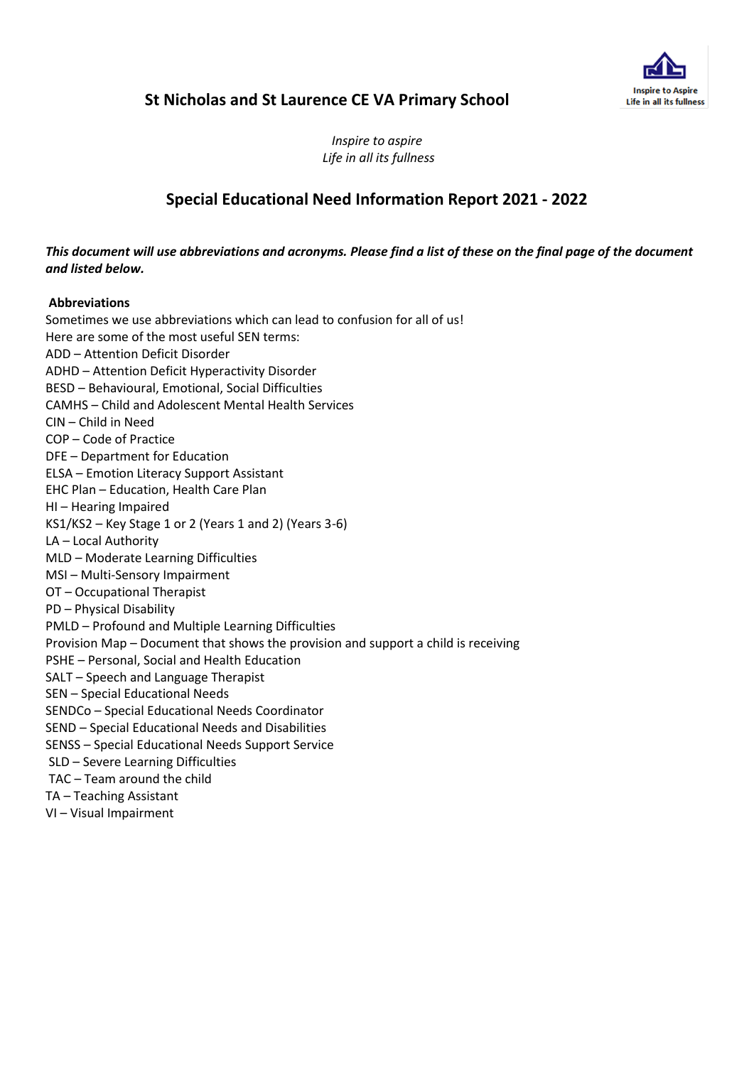# St Nicholas and St Laurence CE VA Primary School

Inspire to Aspire
Life in all its fullness

*Inspire to aspire*
*Life in all its fullness*

## Special Educational Need Information Report 2021 - 2022

***This document will use abbreviations and acronyms. Please find a list of these on the final page of the document and listed below.***

**Abbreviations**

Sometimes we use abbreviations which can lead to confusion for all of us!
Here are some of the most useful SEN terms:
ADD – Attention Deficit Disorder
ADHD – Attention Deficit Hyperactivity Disorder
BESD – Behavioural, Emotional, Social Difficulties
CAMHS – Child and Adolescent Mental Health Services
CIN – Child in Need
COP – Code of Practice
DFE – Department for Education
ELSA – Emotion Literacy Support Assistant
EHC Plan – Education, Health Care Plan
HI – Hearing Impaired
KS1/KS2 – Key Stage 1 or 2 (Years 1 and 2) (Years 3-6)
LA – Local Authority
MLD – Moderate Learning Difficulties
MSI – Multi-Sensory Impairment
OT – Occupational Therapist
PD – Physical Disability
PMLD – Profound and Multiple Learning Difficulties
Provision Map – Document that shows the provision and support a child is receiving
PSHE – Personal, Social and Health Education
SALT – Speech and Language Therapist
SEN – Special Educational Needs
SENDCo – Special Educational Needs Coordinator
SEND – Special Educational Needs and Disabilities
SENSS – Special Educational Needs Support Service
SLD – Severe Learning Difficulties
TAC – Team around the child
TA – Teaching Assistant
VI – Visual Impairment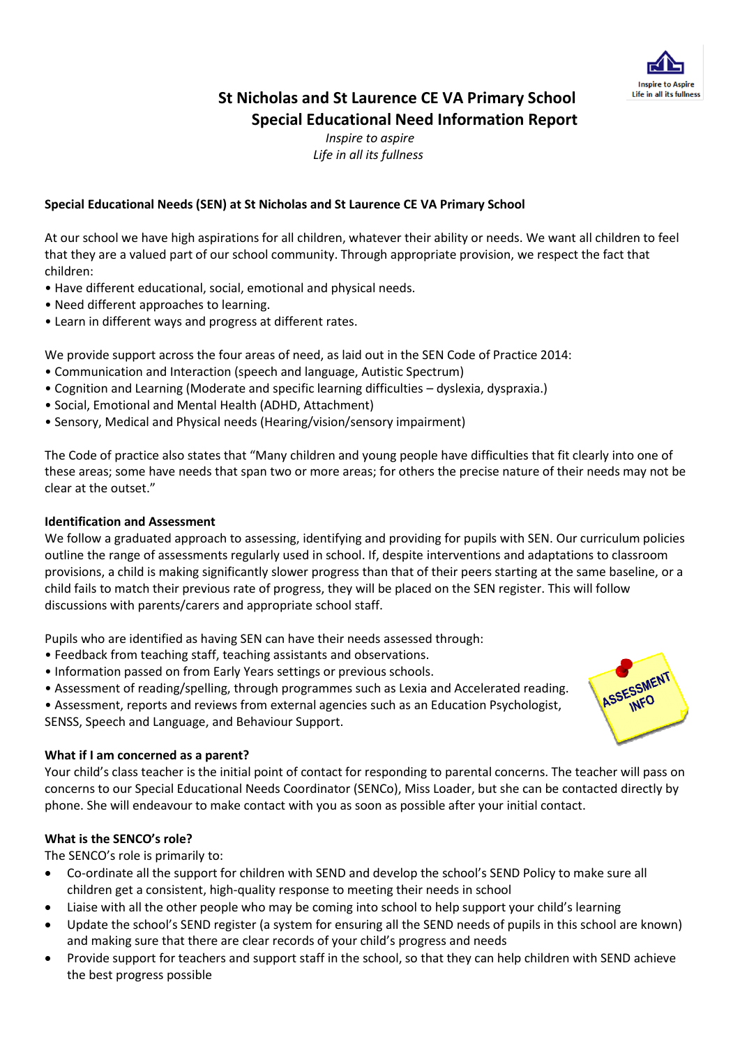# St Nicholas and St Laurence CE VA Primary School
## Special Educational Need Information Report

*Inspire to aspire*
*Life in all its fullness*

**Special Educational Needs (SEN) at St Nicholas and St Laurence CE VA Primary School**

At our school we have high aspirations for all children, whatever their ability or needs. We want all children to feel that they are a valued part of our school community. Through appropriate provision, we respect the fact that children:

- Have different educational, social, emotional and physical needs.
- Need different approaches to learning.
- Learn in different ways and progress at different rates.

We provide support across the four areas of need, as laid out in the SEN Code of Practice 2014:

- Communication and Interaction (speech and language, Autistic Spectrum)
- Cognition and Learning (Moderate and specific learning difficulties – dyslexia, dyspraxia.)
- Social, Emotional and Mental Health (ADHD, Attachment)
- Sensory, Medical and Physical needs (Hearing/vision/sensory impairment)

The Code of practice also states that "Many children and young people have difficulties that fit clearly into one of these areas; some have needs that span two or more areas; for others the precise nature of their needs may not be clear at the outset."

**Identification and Assessment**

We follow a graduated approach to assessing, identifying and providing for pupils with SEN. Our curriculum policies outline the range of assessments regularly used in school. If, despite interventions and adaptations to classroom provisions, a child is making significantly slower progress than that of their peers starting at the same baseline, or a child fails to match their previous rate of progress, they will be placed on the SEN register. This will follow discussions with parents/carers and appropriate school staff.

Pupils who are identified as having SEN can have their needs assessed through:

- Feedback from teaching staff, teaching assistants and observations.
- Information passed on from Early Years settings or previous schools.
- Assessment of reading/spelling, through programmes such as Lexia and Accelerated reading.
- Assessment, reports and reviews from external agencies such as an Education Psychologist, SENSS, Speech and Language, and Behaviour Support.

**What if I am concerned as a parent?**

Your child's class teacher is the initial point of contact for responding to parental concerns. The teacher will pass on concerns to our Special Educational Needs Coordinator (SENCo), Miss Loader, but she can be contacted directly by phone. She will endeavour to make contact with you as soon as possible after your initial contact.

**What is the SENCO's role?**

The SENCO's role is primarily to:

- Co-ordinate all the support for children with SEND and develop the school's SEND Policy to make sure all children get a consistent, high-quality response to meeting their needs in school
- Liaise with all the other people who may be coming into school to help support your child's learning
- Update the school's SEND register (a system for ensuring all the SEND needs of pupils in this school are known) and making sure that there are clear records of your child's progress and needs
- Provide support for teachers and support staff in the school, so that they can help children with SEND achieve the best progress possible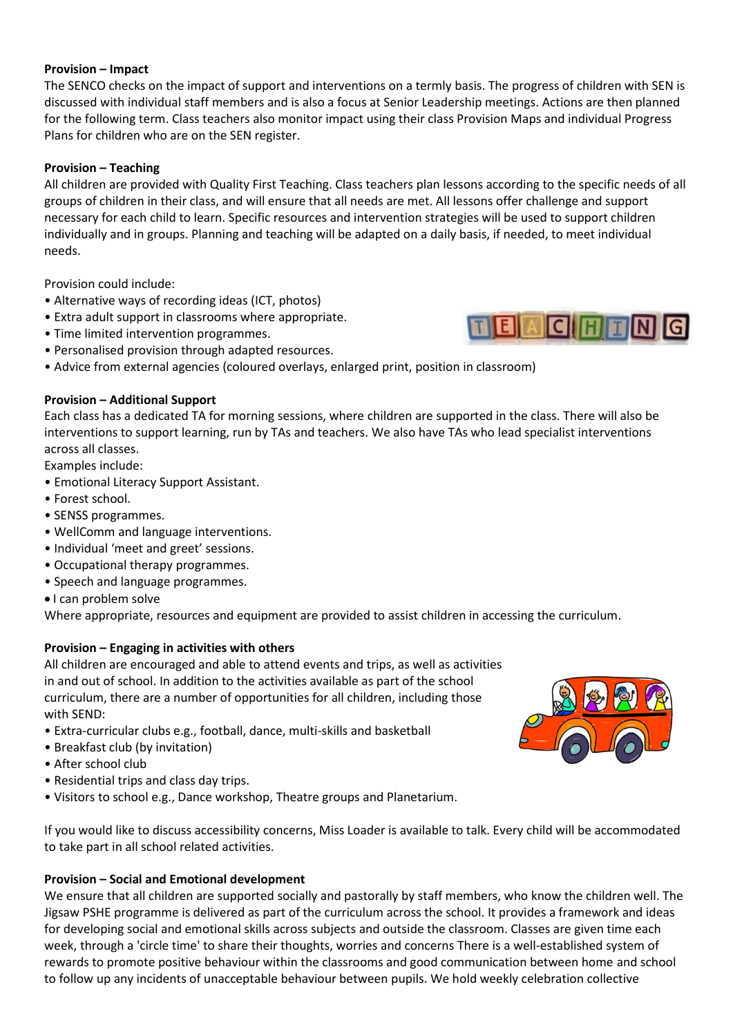**Provision – Impact**

The SENCO checks on the impact of support and interventions on a termly basis. The progress of children with SEN is discussed with individual staff members and is also a focus at Senior Leadership meetings. Actions are then planned for the following term. Class teachers also monitor impact using their class Provision Maps and individual Progress Plans for children who are on the SEN register.

**Provision – Teaching**

All children are provided with Quality First Teaching. Class teachers plan lessons according to the specific needs of all groups of children in their class, and will ensure that all needs are met. All lessons offer challenge and support necessary for each child to learn. Specific resources and intervention strategies will be used to support children individually and in groups. Planning and teaching will be adapted on a daily basis, if needed, to meet individual needs.

Provision could include:

- Alternative ways of recording ideas (ICT, photos)
- Extra adult support in classrooms where appropriate.
- Time limited intervention programmes.
- Personalised provision through adapted resources.
- Advice from external agencies (coloured overlays, enlarged print, position in classroom)

**Provision – Additional Support**

Each class has a dedicated TA for morning sessions, where children are supported in the class. There will also be interventions to support learning, run by TAs and teachers. We also have TAs who lead specialist interventions across all classes.

Examples include:

- Emotional Literacy Support Assistant.
- Forest school.
- SENSS programmes.
- WellComm and language interventions.
- Individual 'meet and greet' sessions.
- Occupational therapy programmes.
- Speech and language programmes.
- I can problem solve

Where appropriate, resources and equipment are provided to assist children in accessing the curriculum.

**Provision – Engaging in activities with others**

All children are encouraged and able to attend events and trips, as well as activities in and out of school. In addition to the activities available as part of the school curriculum, there are a number of opportunities for all children, including those with SEND:

- Extra-curricular clubs e.g., football, dance, multi-skills and basketball
- Breakfast club (by invitation)
- After school club
- Residential trips and class day trips.
- Visitors to school e.g., Dance workshop, Theatre groups and Planetarium.

If you would like to discuss accessibility concerns, Miss Loader is available to talk. Every child will be accommodated to take part in all school related activities.

**Provision – Social and Emotional development**

We ensure that all children are supported socially and pastorally by staff members, who know the children well. The Jigsaw PSHE programme is delivered as part of the curriculum across the school. It provides a framework and ideas for developing social and emotional skills across subjects and outside the classroom. Classes are given time each week, through a 'circle time' to share their thoughts, worries and concerns There is a well-established system of rewards to promote positive behaviour within the classrooms and good communication between home and school to follow up any incidents of unacceptable behaviour between pupils. We hold weekly celebration collective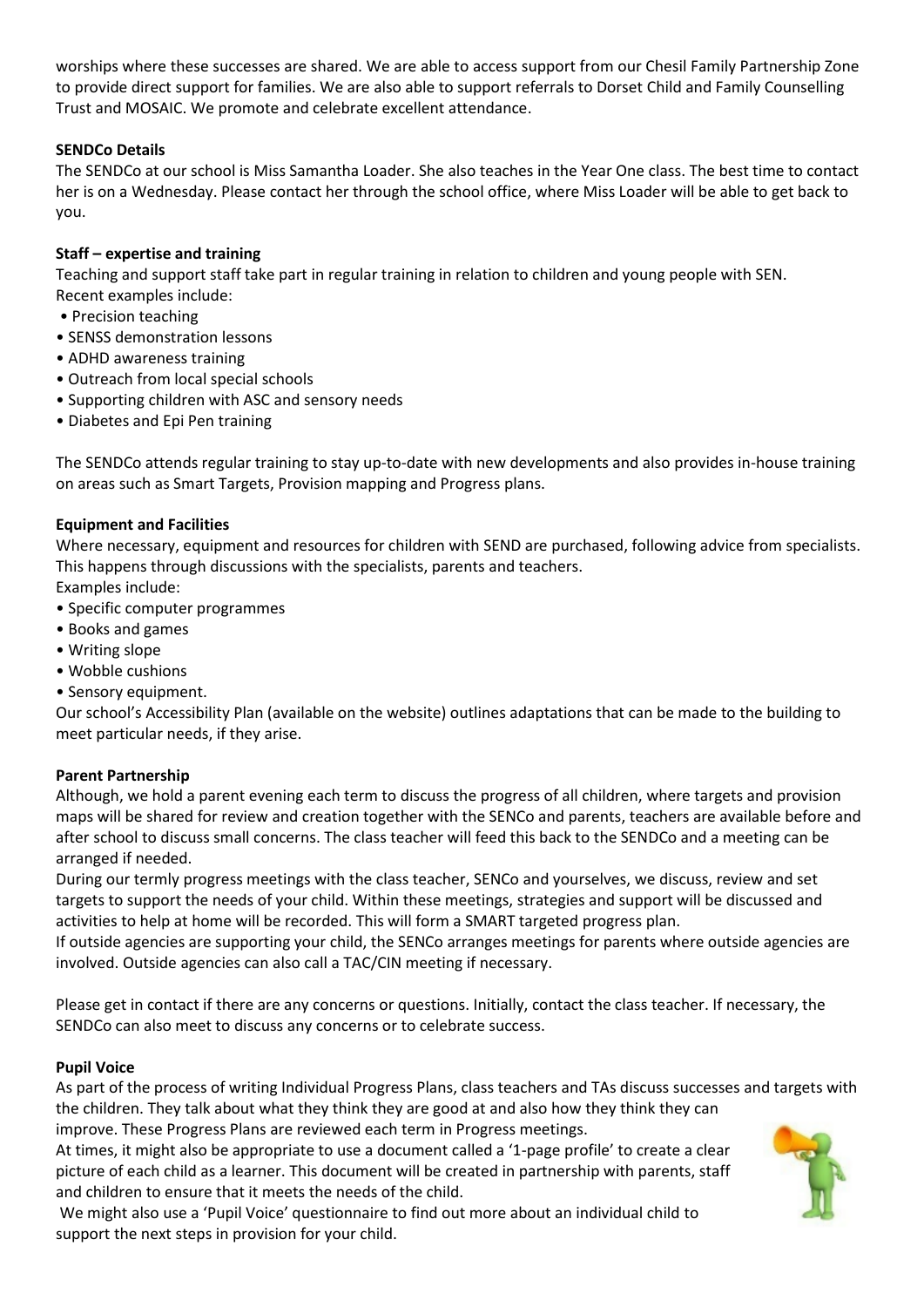worships where these successes are shared. We are able to access support from our Chesil Family Partnership Zone to provide direct support for families. We are also able to support referrals to Dorset Child and Family Counselling Trust and MOSAIC. We promote and celebrate excellent attendance.

**SENDCo Details**

The SENDCo at our school is Miss Samantha Loader. She also teaches in the Year One class. The best time to contact her is on a Wednesday. Please contact her through the school office, where Miss Loader will be able to get back to you.

**Staff – expertise and training**

Teaching and support staff take part in regular training in relation to children and young people with SEN. Recent examples include:

- Precision teaching
- SENSS demonstration lessons
- ADHD awareness training
- Outreach from local special schools
- Supporting children with ASC and sensory needs
- Diabetes and Epi Pen training

The SENDCo attends regular training to stay up-to-date with new developments and also provides in-house training on areas such as Smart Targets, Provision mapping and Progress plans.

**Equipment and Facilities**

Where necessary, equipment and resources for children with SEND are purchased, following advice from specialists. This happens through discussions with the specialists, parents and teachers.
Examples include:

- Specific computer programmes
- Books and games
- Writing slope
- Wobble cushions
- Sensory equipment.

Our school's Accessibility Plan (available on the website) outlines adaptations that can be made to the building to meet particular needs, if they arise.

**Parent Partnership**

Although, we hold a parent evening each term to discuss the progress of all children, where targets and provision maps will be shared for review and creation together with the SENCo and parents, teachers are available before and after school to discuss small concerns. The class teacher will feed this back to the SENDCo and a meeting can be arranged if needed.

During our termly progress meetings with the class teacher, SENCo and yourselves, we discuss, review and set targets to support the needs of your child. Within these meetings, strategies and support will be discussed and activities to help at home will be recorded. This will form a SMART targeted progress plan.

If outside agencies are supporting your child, the SENCo arranges meetings for parents where outside agencies are involved. Outside agencies can also call a TAC/CIN meeting if necessary.

Please get in contact if there are any concerns or questions. Initially, contact the class teacher. If necessary, the SENDCo can also meet to discuss any concerns or to celebrate success.

**Pupil Voice**

As part of the process of writing Individual Progress Plans, class teachers and TAs discuss successes and targets with the children. They talk about what they think they are good at and also how they think they can improve. These Progress Plans are reviewed each term in Progress meetings.

At times, it might also be appropriate to use a document called a '1-page profile' to create a clear picture of each child as a learner. This document will be created in partnership with parents, staff and children to ensure that it meets the needs of the child.

We might also use a 'Pupil Voice' questionnaire to find out more about an individual child to support the next steps in provision for your child.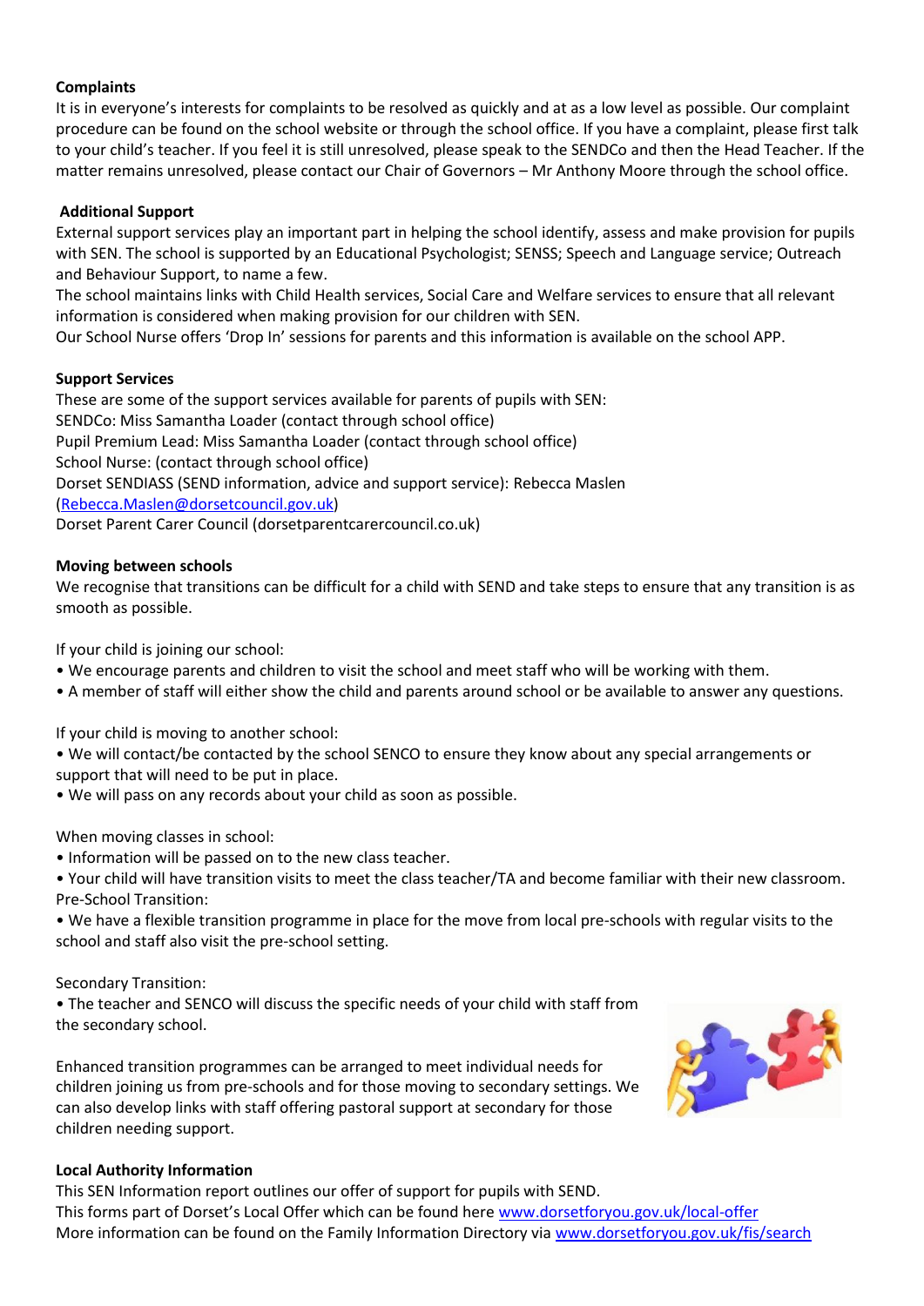**Complaints**

It is in everyone's interests for complaints to be resolved as quickly and at as a low level as possible. Our complaint procedure can be found on the school website or through the school office. If you have a complaint, please first talk to your child's teacher. If you feel it is still unresolved, please speak to the SENDCo and then the Head Teacher. If the matter remains unresolved, please contact our Chair of Governors – Mr Anthony Moore through the school office.

**Additional Support**

External support services play an important part in helping the school identify, assess and make provision for pupils with SEN. The school is supported by an Educational Psychologist; SENSS; Speech and Language service; Outreach and Behaviour Support, to name a few.

The school maintains links with Child Health services, Social Care and Welfare services to ensure that all relevant information is considered when making provision for our children with SEN.

Our School Nurse offers 'Drop In' sessions for parents and this information is available on the school APP.

**Support Services**

These are some of the support services available for parents of pupils with SEN:
SENDCo: Miss Samantha Loader (contact through school office)
Pupil Premium Lead: Miss Samantha Loader (contact through school office)
School Nurse: (contact through school office)
Dorset SENDIASS (SEND information, advice and support service): Rebecca Maslen (Rebecca.Maslen@dorsetcouncil.gov.uk)
Dorset Parent Carer Council (dorsetparentcarercouncil.co.uk)

**Moving between schools**

We recognise that transitions can be difficult for a child with SEND and take steps to ensure that any transition is as smooth as possible.

If your child is joining our school:

- We encourage parents and children to visit the school and meet staff who will be working with them.
- A member of staff will either show the child and parents around school or be available to answer any questions.

If your child is moving to another school:

- We will contact/be contacted by the school SENCO to ensure they know about any special arrangements or support that will need to be put in place.
- We will pass on any records about your child as soon as possible.

When moving classes in school:

- Information will be passed on to the new class teacher.
- Your child will have transition visits to meet the class teacher/TA and become familiar with their new classroom.

Pre-School Transition:

- We have a flexible transition programme in place for the move from local pre-schools with regular visits to the school and staff also visit the pre-school setting.

Secondary Transition:

- The teacher and SENCO will discuss the specific needs of your child with staff from the secondary school.

Enhanced transition programmes can be arranged to meet individual needs for children joining us from pre-schools and for those moving to secondary settings. We can also develop links with staff offering pastoral support at secondary for those children needing support.

**Local Authority Information**

This SEN Information report outlines our offer of support for pupils with SEND.
This forms part of Dorset's Local Offer which can be found here www.dorsetforyou.gov.uk/local-offer
More information can be found on the Family Information Directory via www.dorsetforyou.gov.uk/fis/search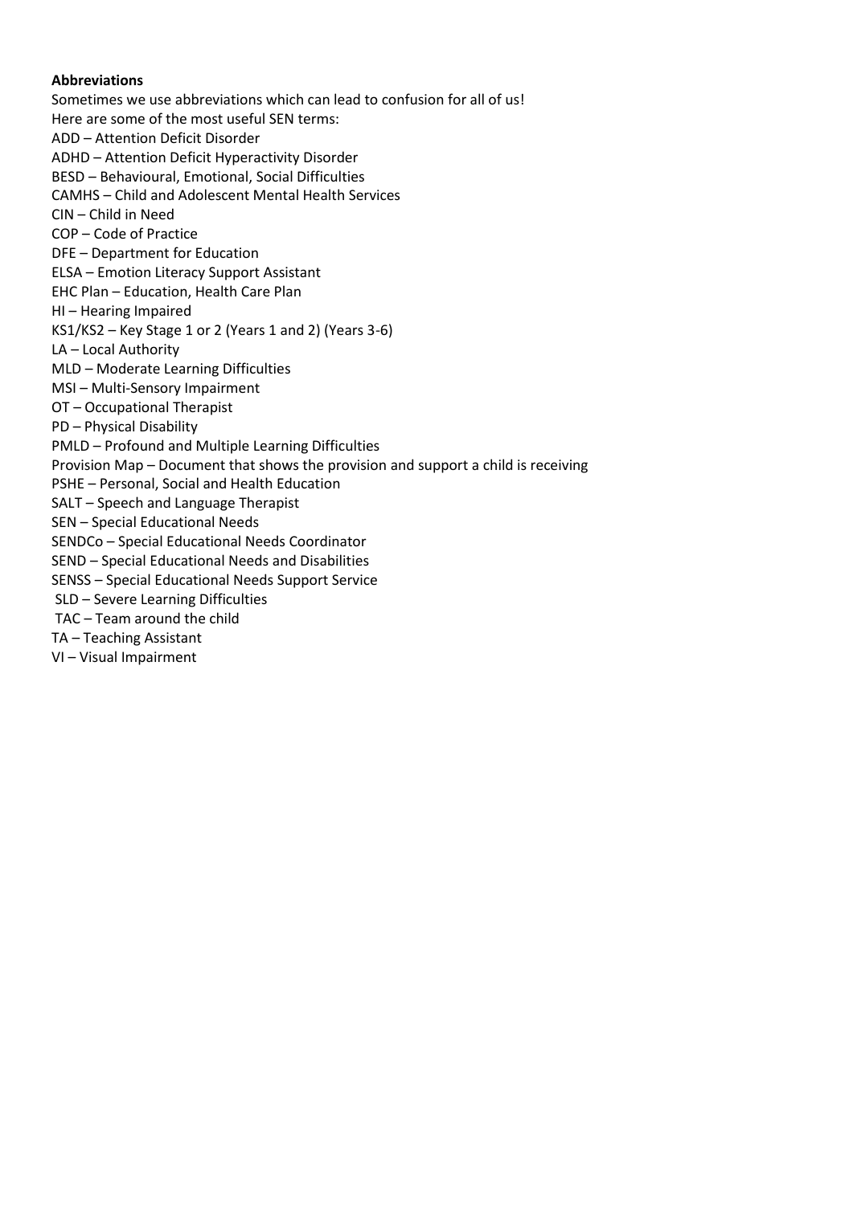**Abbreviations**

Sometimes we use abbreviations which can lead to confusion for all of us!

Here are some of the most useful SEN terms:

ADD – Attention Deficit Disorder

ADHD – Attention Deficit Hyperactivity Disorder

BESD – Behavioural, Emotional, Social Difficulties

CAMHS – Child and Adolescent Mental Health Services

CIN – Child in Need

COP – Code of Practice

DFE – Department for Education

ELSA – Emotion Literacy Support Assistant

EHC Plan – Education, Health Care Plan

HI – Hearing Impaired

KS1/KS2 – Key Stage 1 or 2 (Years 1 and 2) (Years 3-6)

LA – Local Authority

MLD – Moderate Learning Difficulties

MSI – Multi-Sensory Impairment

OT – Occupational Therapist

PD – Physical Disability

PMLD – Profound and Multiple Learning Difficulties

Provision Map – Document that shows the provision and support a child is receiving

PSHE – Personal, Social and Health Education

SALT – Speech and Language Therapist

SEN – Special Educational Needs

SENDCo – Special Educational Needs Coordinator

SEND – Special Educational Needs and Disabilities

SENSS – Special Educational Needs Support Service

SLD – Severe Learning Difficulties

TAC – Team around the child

TA – Teaching Assistant

VI – Visual Impairment